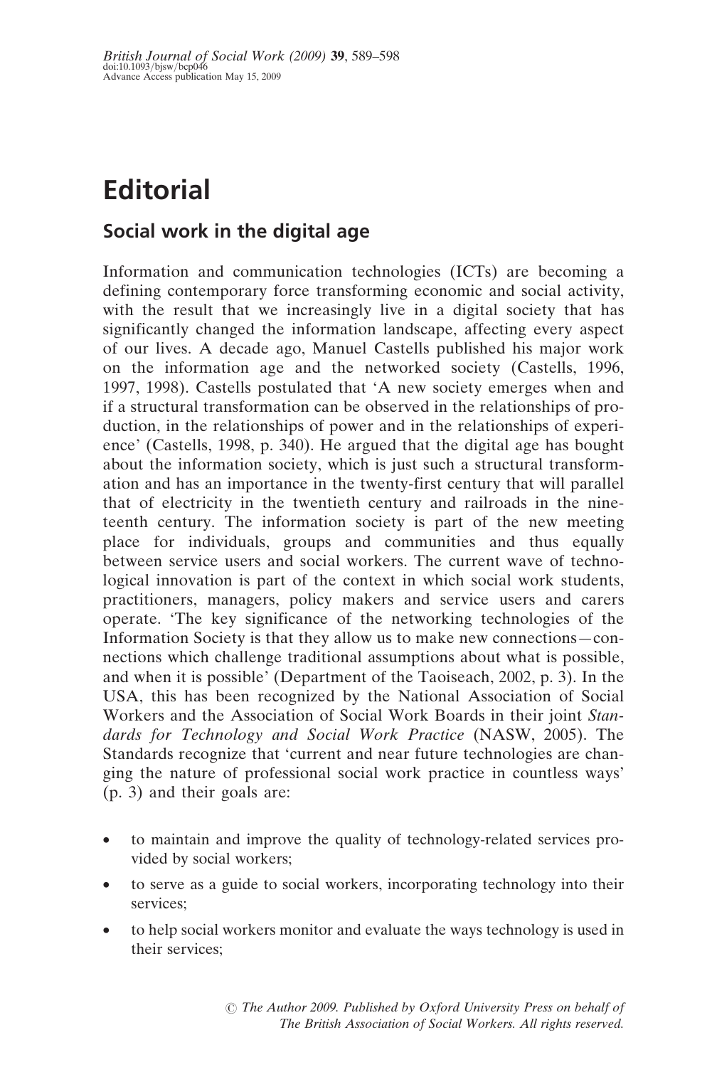# Editorial

## Social work in the digital age

Information and communication technologies (ICTs) are becoming a defining contemporary force transforming economic and social activity, with the result that we increasingly live in a digital society that has significantly changed the information landscape, affecting every aspect of our lives. A decade ago, Manuel Castells published his major work on the information age and the networked society (Castells, 1996, 1997, 1998). Castells postulated that 'A new society emerges when and if a structural transformation can be observed in the relationships of production, in the relationships of power and in the relationships of experience' (Castells, 1998, p. 340). He argued that the digital age has bought about the information society, which is just such a structural transformation and has an importance in the twenty-first century that will parallel that of electricity in the twentieth century and railroads in the nineteenth century. The information society is part of the new meeting place for individuals, groups and communities and thus equally between service users and social workers. The current wave of technological innovation is part of the context in which social work students, practitioners, managers, policy makers and service users and carers operate. 'The key significance of the networking technologies of the Information Society is that they allow us to make new connections—connections which challenge traditional assumptions about what is possible, and when it is possible' (Department of the Taoiseach, 2002, p. 3). In the USA, this has been recognized by the National Association of Social Workers and the Association of Social Work Boards in their joint *Standards for Technology and Social Work Practice* (NASW, 2005). The Standards recognize that 'current and near future technologies are changing the nature of professional social work practice in countless ways' (p. 3) and their goals are:

- to maintain and improve the quality of technology-related services provided by social workers;
- to serve as a guide to social workers, incorporating technology into their services;
- to help social workers monitor and evaluate the ways technology is used in their services;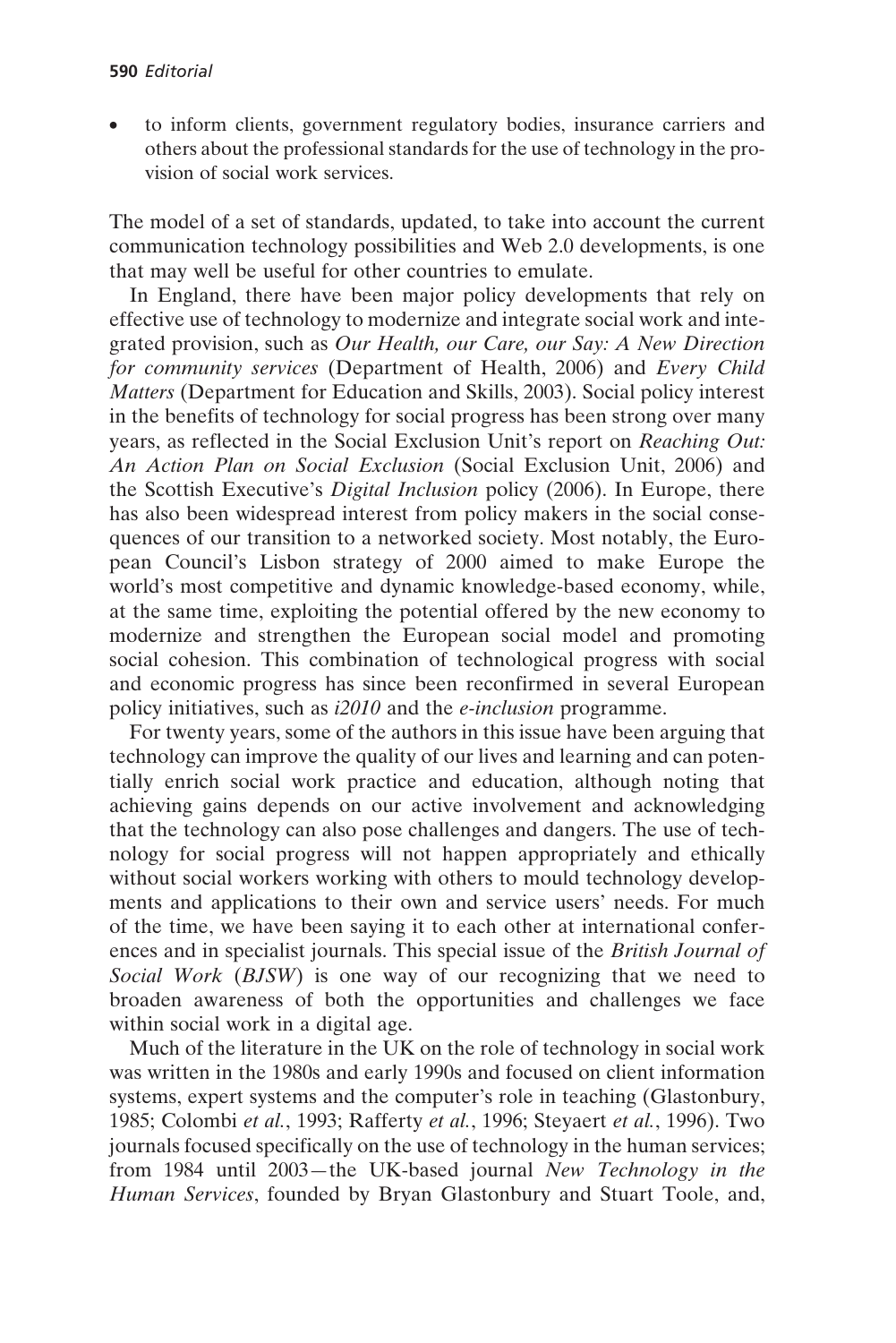- to inform clients, government regulatory bodies, insurance carriers and others about the professional standards for the use of technology in the provision of social work services.

The model of a set of standards, updated, to take into account the current communication technology possibilities and Web 2.0 developments, is one that may well be useful for other countries to emulate.

In England, there have been major policy developments that rely on effective use of technology to modernize and integrate social work and integrated provision, such as *Our Health, our Care, our Say: A New Direction for community services* (Department of Health, 2006) and *Every Child Matters* (Department for Education and Skills, 2003). Social policy interest in the benefits of technology for social progress has been strong over many years, as reflected in the Social Exclusion Unit's report on *Reaching Out: An Action Plan on Social Exclusion* (Social Exclusion Unit, 2006) and the Scottish Executive's *Digital Inclusion* policy (2006). In Europe, there has also been widespread interest from policy makers in the social consequences of our transition to a networked society. Most notably, the European Council's Lisbon strategy of 2000 aimed to make Europe the world's most competitive and dynamic knowledge-based economy, while, at the same time, exploiting the potential offered by the new economy to modernize and strengthen the European social model and promoting social cohesion. This combination of technological progress with social and economic progress has since been reconfirmed in several European policy initiatives, such as *i2010* and the *e-inclusion* programme.

For twenty years, some of the authors in this issue have been arguing that technology can improve the quality of our lives and learning and can potentially enrich social work practice and education, although noting that achieving gains depends on our active involvement and acknowledging that the technology can also pose challenges and dangers. The use of technology for social progress will not happen appropriately and ethically without social workers working with others to mould technology developments and applications to their own and service users' needs. For much of the time, we have been saying it to each other at international conferences and in specialist journals. This special issue of the *British Journal of Social Work* (*BJSW*) is one way of our recognizing that we need to broaden awareness of both the opportunities and challenges we face within social work in a digital age.

Much of the literature in the UK on the role of technology in social work was written in the 1980s and early 1990s and focused on client information systems, expert systems and the computer's role in teaching (Glastonbury, 1985; Colombi *et al.*, 1993; Rafferty *et al.*, 1996; Steyaert *et al.*, 1996). Two journals focused specifically on the use of technology in the human services; from 1984 until 2003—the UK-based journal *New Technology in the Human Services*, founded by Bryan Glastonbury and Stuart Toole, and,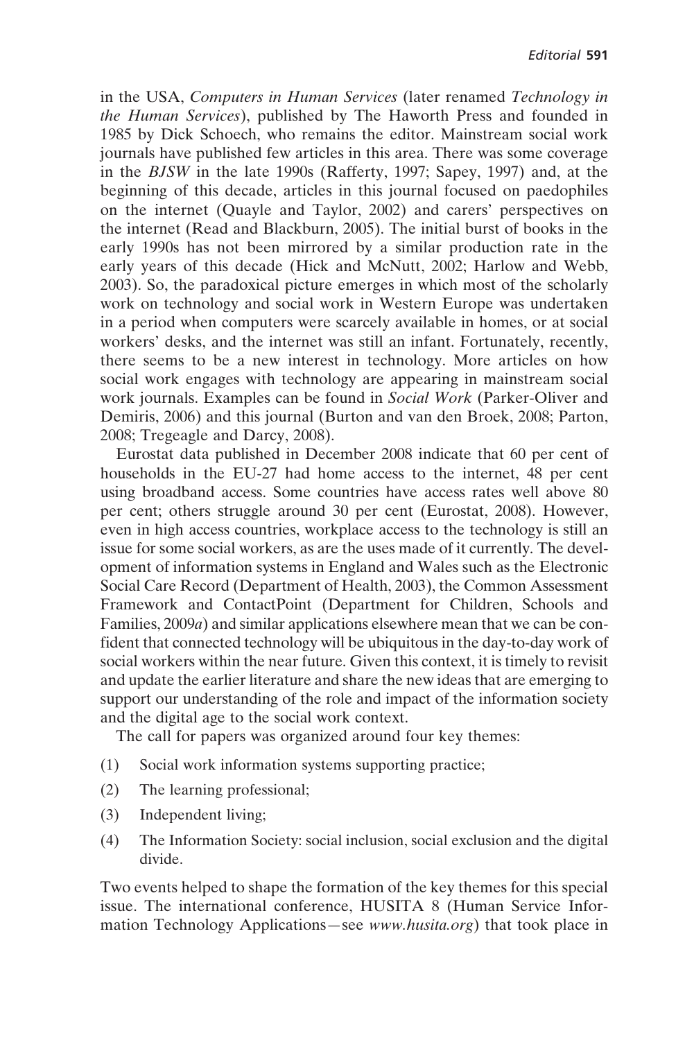in the USA, *Computers in Human Services* (later renamed *Technology in the Human Services*), published by The Haworth Press and founded in 1985 by Dick Schoech, who remains the editor. Mainstream social work journals have published few articles in this area. There was some coverage in the *BJSW* in the late 1990s (Rafferty, 1997; Sapey, 1997) and, at the beginning of this decade, articles in this journal focused on paedophiles on the internet (Quayle and Taylor, 2002) and carers' perspectives on the internet (Read and Blackburn, 2005). The initial burst of books in the early 1990s has not been mirrored by a similar production rate in the early years of this decade (Hick and McNutt, 2002; Harlow and Webb, 2003). So, the paradoxical picture emerges in which most of the scholarly work on technology and social work in Western Europe was undertaken in a period when computers were scarcely available in homes, or at social workers' desks, and the internet was still an infant. Fortunately, recently, there seems to be a new interest in technology. More articles on how social work engages with technology are appearing in mainstream social work journals. Examples can be found in *Social Work* (Parker-Oliver and Demiris, 2006) and this journal (Burton and van den Broek, 2008; Parton, 2008; Tregeagle and Darcy, 2008).

Eurostat data published in December 2008 indicate that 60 per cent of households in the EU-27 had home access to the internet, 48 per cent using broadband access. Some countries have access rates well above 80 per cent; others struggle around 30 per cent (Eurostat, 2008). However, even in high access countries, workplace access to the technology is still an issue for some social workers, as are the uses made of it currently. The development of information systems in England and Wales such as the Electronic Social Care Record (Department of Health, 2003), the Common Assessment Framework and ContactPoint (Department for Children, Schools and Families, 2009*a*) and similar applications elsewhere mean that we can be confident that connected technology will be ubiquitous in the day-to-day work of social workers within the near future. Given this context, it is timely to revisit and update the earlier literature and share the new ideas that are emerging to support our understanding of the role and impact of the information society and the digital age to the social work context.

The call for papers was organized around four key themes:

(1) Social work information systems supporting practice;

(2) The learning professional;

(3) Independent living;

(4) The Information Society: social inclusion, social exclusion and the digital divide.

Two events helped to shape the formation of the key themes for this special issue. The international conference, HUSITA 8 (Human Service Information Technology Applications—see *www.husita.org*) that took place in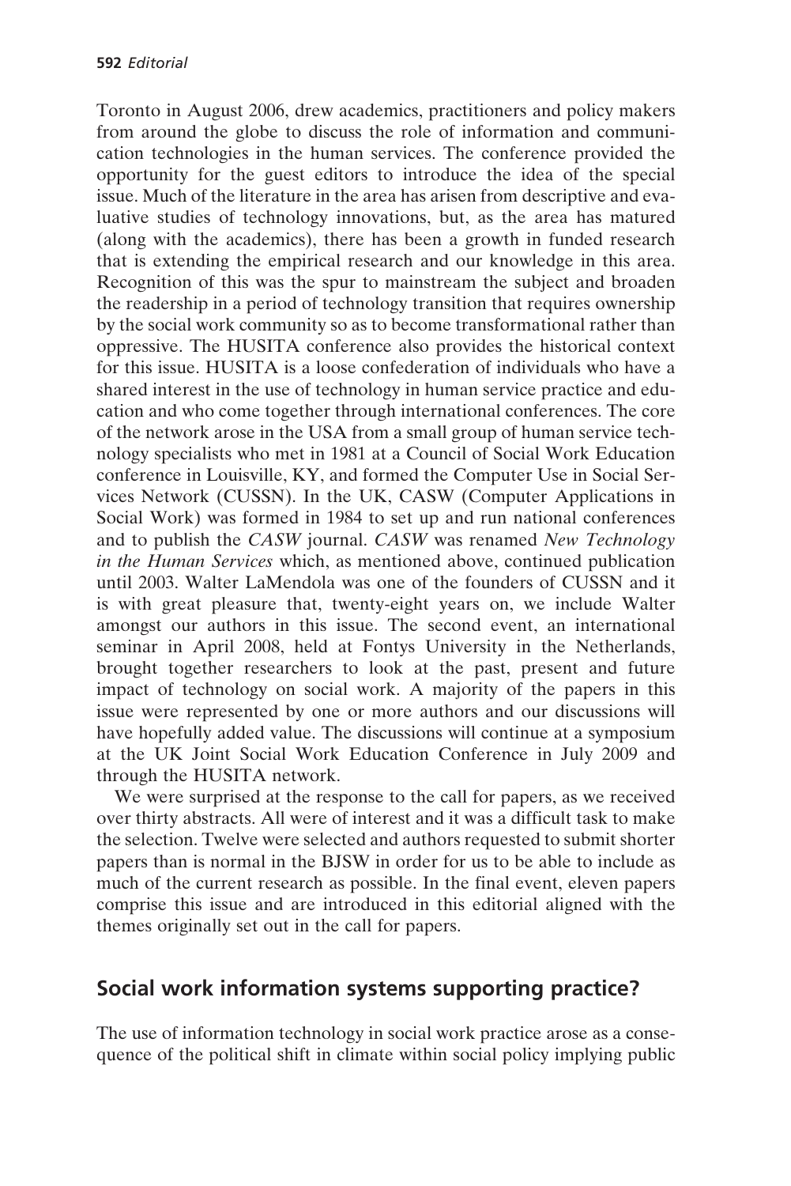Toronto in August 2006, drew academics, practitioners and policy makers from around the globe to discuss the role of information and communication technologies in the human services. The conference provided the opportunity for the guest editors to introduce the idea of the special issue. Much of the literature in the area has arisen from descriptive and evaluative studies of technology innovations, but, as the area has matured (along with the academics), there has been a growth in funded research that is extending the empirical research and our knowledge in this area. Recognition of this was the spur to mainstream the subject and broaden the readership in a period of technology transition that requires ownership by the social work community so as to become transformational rather than oppressive. The HUSITA conference also provides the historical context for this issue. HUSITA is a loose confederation of individuals who have a shared interest in the use of technology in human service practice and education and who come together through international conferences. The core of the network arose in the USA from a small group of human service technology specialists who met in 1981 at a Council of Social Work Education conference in Louisville, KY, and formed the Computer Use in Social Services Network (CUSSN). In the UK, CASW (Computer Applications in Social Work) was formed in 1984 to set up and run national conferences and to publish the *CASW* journal. *CASW* was renamed *New Technology in the Human Services* which, as mentioned above, continued publication until 2003. Walter LaMendola was one of the founders of CUSSN and it is with great pleasure that, twenty-eight years on, we include Walter amongst our authors in this issue. The second event, an international seminar in April 2008, held at Fontys University in the Netherlands, brought together researchers to look at the past, present and future impact of technology on social work. A majority of the papers in this issue were represented by one or more authors and our discussions will have hopefully added value. The discussions will continue at a symposium at the UK Joint Social Work Education Conference in July 2009 and through the HUSITA network.

We were surprised at the response to the call for papers, as we received over thirty abstracts. All were of interest and it was a difficult task to make the selection. Twelve were selected and authors requested to submit shorter papers than is normal in the BJSW in order for us to be able to include as much of the current research as possible. In the final event, eleven papers comprise this issue and are introduced in this editorial aligned with the themes originally set out in the call for papers.

## Social work information systems supporting practice?

The use of information technology in social work practice arose as a consequence of the political shift in climate within social policy implying public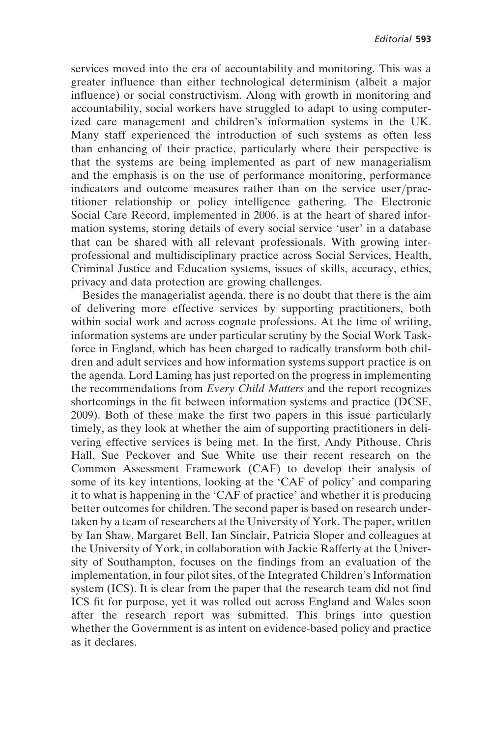services moved into the era of accountability and monitoring. This was a greater influence than either technological determinism (albeit a major influence) or social constructivism. Along with growth in monitoring and accountability, social workers have struggled to adapt to using computerized care management and children's information systems in the UK. Many staff experienced the introduction of such systems as often less than enhancing of their practice, particularly where their perspective is that the systems are being implemented as part of new managerialism and the emphasis is on the use of performance monitoring, performance indicators and outcome measures rather than on the service user/practitioner relationship or policy intelligence gathering. The Electronic Social Care Record, implemented in 2006, is at the heart of shared information systems, storing details of every social service 'user' in a database that can be shared with all relevant professionals. With growing interprofessional and multidisciplinary practice across Social Services, Health, Criminal Justice and Education systems, issues of skills, accuracy, ethics, privacy and data protection are growing challenges.

Besides the managerialist agenda, there is no doubt that there is the aim of delivering more effective services by supporting practitioners, both within social work and across cognate professions. At the time of writing, information systems are under particular scrutiny by the Social Work Taskforce in England, which has been charged to radically transform both children and adult services and how information systems support practice is on the agenda. Lord Laming has just reported on the progress in implementing the recommendations from *Every Child Matters* and the report recognizes shortcomings in the fit between information systems and practice (DCSF, 2009). Both of these make the first two papers in this issue particularly timely, as they look at whether the aim of supporting practitioners in delivering effective services is being met. In the first, Andy Pithouse, Chris Hall, Sue Peckover and Sue White use their recent research on the Common Assessment Framework (CAF) to develop their analysis of some of its key intentions, looking at the 'CAF of policy' and comparing it to what is happening in the 'CAF of practice' and whether it is producing better outcomes for children. The second paper is based on research undertaken by a team of researchers at the University of York. The paper, written by Ian Shaw, Margaret Bell, Ian Sinclair, Patricia Sloper and colleagues at the University of York, in collaboration with Jackie Rafferty at the University of Southampton, focuses on the findings from an evaluation of the implementation, in four pilot sites, of the Integrated Children's Information system (ICS). It is clear from the paper that the research team did not find ICS fit for purpose, yet it was rolled out across England and Wales soon after the research report was submitted. This brings into question whether the Government is as intent on evidence-based policy and practice as it declares.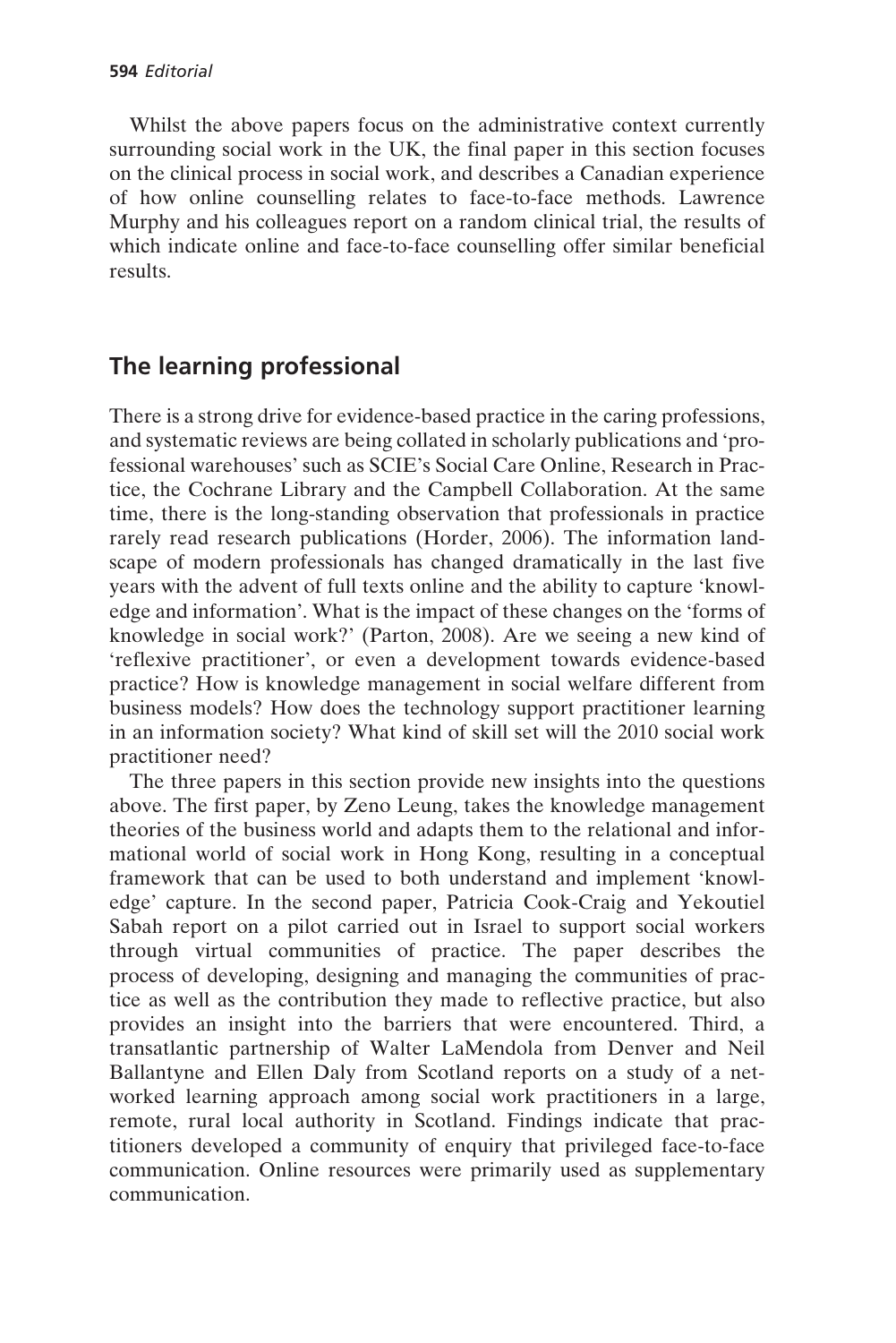Whilst the above papers focus on the administrative context currently surrounding social work in the UK, the final paper in this section focuses on the clinical process in social work, and describes a Canadian experience of how online counselling relates to face-to-face methods. Lawrence Murphy and his colleagues report on a random clinical trial, the results of which indicate online and face-to-face counselling offer similar beneficial results.

## The learning professional

There is a strong drive for evidence-based practice in the caring professions, and systematic reviews are being collated in scholarly publications and 'professional warehouses' such as SCIE's Social Care Online, Research in Practice, the Cochrane Library and the Campbell Collaboration. At the same time, there is the long-standing observation that professionals in practice rarely read research publications (Horder, 2006). The information landscape of modern professionals has changed dramatically in the last five years with the advent of full texts online and the ability to capture 'knowledge and information'. What is the impact of these changes on the 'forms of knowledge in social work?' (Parton, 2008). Are we seeing a new kind of 'reflexive practitioner', or even a development towards evidence-based practice? How is knowledge management in social welfare different from business models? How does the technology support practitioner learning in an information society? What kind of skill set will the 2010 social work practitioner need?

The three papers in this section provide new insights into the questions above. The first paper, by Zeno Leung, takes the knowledge management theories of the business world and adapts them to the relational and informational world of social work in Hong Kong, resulting in a conceptual framework that can be used to both understand and implement 'knowledge' capture. In the second paper, Patricia Cook-Craig and Yekoutiel Sabah report on a pilot carried out in Israel to support social workers through virtual communities of practice. The paper describes the process of developing, designing and managing the communities of practice as well as the contribution they made to reflective practice, but also provides an insight into the barriers that were encountered. Third, a transatlantic partnership of Walter LaMendola from Denver and Neil Ballantyne and Ellen Daly from Scotland reports on a study of a networked learning approach among social work practitioners in a large, remote, rural local authority in Scotland. Findings indicate that practitioners developed a community of enquiry that privileged face-to-face communication. Online resources were primarily used as supplementary communication.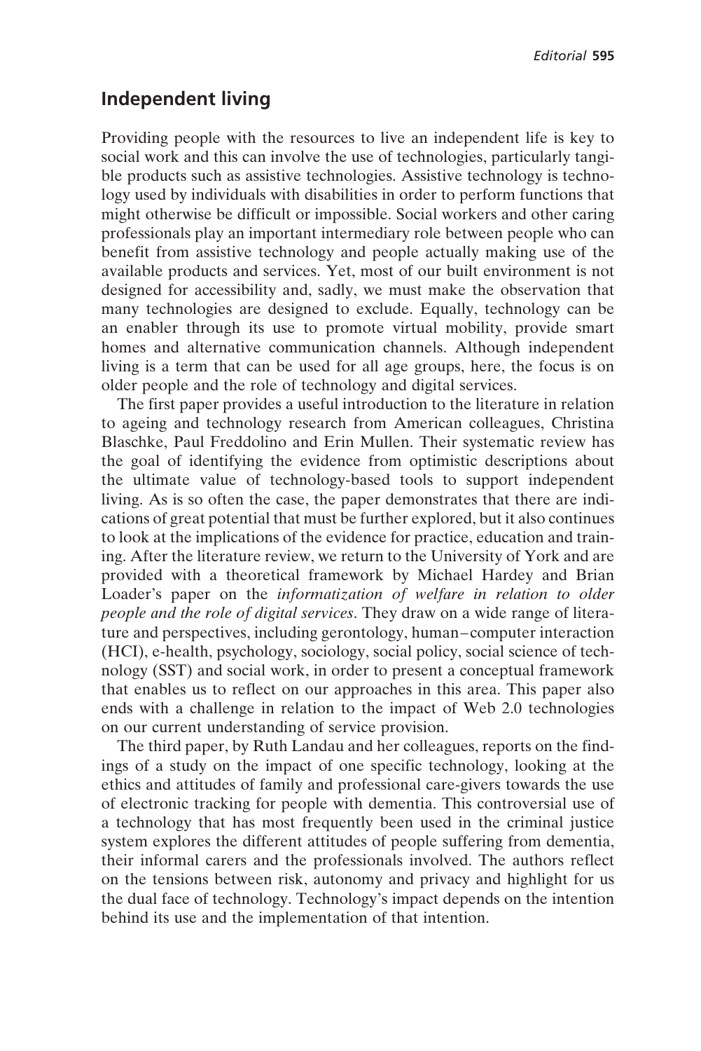## Independent living

Providing people with the resources to live an independent life is key to social work and this can involve the use of technologies, particularly tangible products such as assistive technologies. Assistive technology is technology used by individuals with disabilities in order to perform functions that might otherwise be difficult or impossible. Social workers and other caring professionals play an important intermediary role between people who can benefit from assistive technology and people actually making use of the available products and services. Yet, most of our built environment is not designed for accessibility and, sadly, we must make the observation that many technologies are designed to exclude. Equally, technology can be an enabler through its use to promote virtual mobility, provide smart homes and alternative communication channels. Although independent living is a term that can be used for all age groups, here, the focus is on older people and the role of technology and digital services.

The first paper provides a useful introduction to the literature in relation to ageing and technology research from American colleagues, Christina Blaschke, Paul Freddolino and Erin Mullen. Their systematic review has the goal of identifying the evidence from optimistic descriptions about the ultimate value of technology-based tools to support independent living. As is so often the case, the paper demonstrates that there are indications of great potential that must be further explored, but it also continues to look at the implications of the evidence for practice, education and training. After the literature review, we return to the University of York and are provided with a theoretical framework by Michael Hardey and Brian Loader's paper on the *informatization of welfare in relation to older people and the role of digital services*. They draw on a wide range of literature and perspectives, including gerontology, human–computer interaction (HCI), e-health, psychology, sociology, social policy, social science of technology (SST) and social work, in order to present a conceptual framework that enables us to reflect on our approaches in this area. This paper also ends with a challenge in relation to the impact of Web 2.0 technologies on our current understanding of service provision.

The third paper, by Ruth Landau and her colleagues, reports on the findings of a study on the impact of one specific technology, looking at the ethics and attitudes of family and professional care-givers towards the use of electronic tracking for people with dementia. This controversial use of a technology that has most frequently been used in the criminal justice system explores the different attitudes of people suffering from dementia, their informal carers and the professionals involved. The authors reflect on the tensions between risk, autonomy and privacy and highlight for us the dual face of technology. Technology's impact depends on the intention behind its use and the implementation of that intention.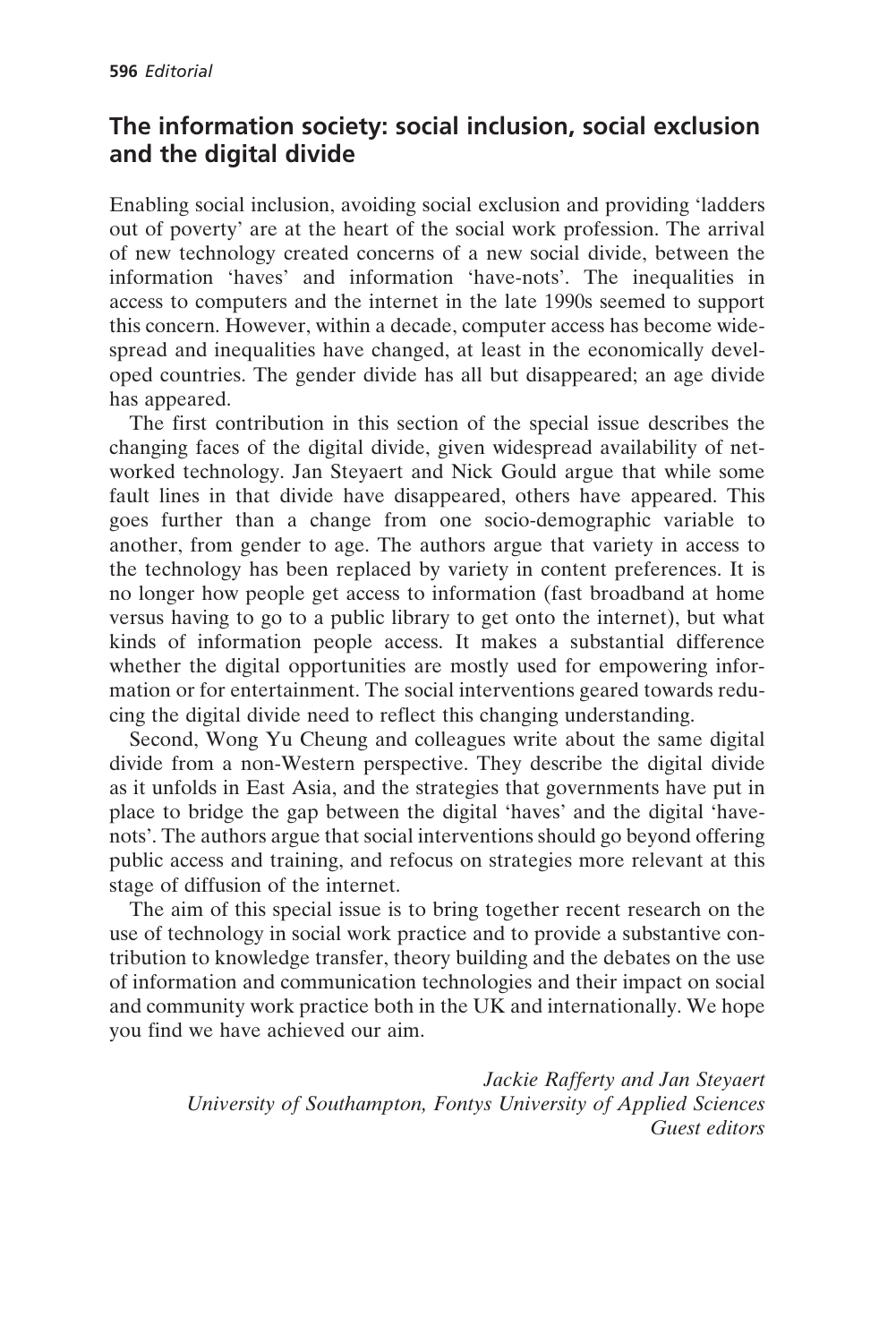## The information society: social inclusion, social exclusion and the digital divide

Enabling social inclusion, avoiding social exclusion and providing 'ladders out of poverty' are at the heart of the social work profession. The arrival of new technology created concerns of a new social divide, between the information 'haves' and information 'have-nots'. The inequalities in access to computers and the internet in the late 1990s seemed to support this concern. However, within a decade, computer access has become widespread and inequalities have changed, at least in the economically developed countries. The gender divide has all but disappeared; an age divide has appeared.

The first contribution in this section of the special issue describes the changing faces of the digital divide, given widespread availability of networked technology. Jan Steyaert and Nick Gould argue that while some fault lines in that divide have disappeared, others have appeared. This goes further than a change from one socio-demographic variable to another, from gender to age. The authors argue that variety in access to the technology has been replaced by variety in content preferences. It is no longer how people get access to information (fast broadband at home versus having to go to a public library to get onto the internet), but what kinds of information people access. It makes a substantial difference whether the digital opportunities are mostly used for empowering information or for entertainment. The social interventions geared towards reducing the digital divide need to reflect this changing understanding.

Second, Wong Yu Cheung and colleagues write about the same digital divide from a non-Western perspective. They describe the digital divide as it unfolds in East Asia, and the strategies that governments have put in place to bridge the gap between the digital 'haves' and the digital 'have-nots'. The authors argue that social interventions should go beyond offering public access and training, and refocus on strategies more relevant at this stage of diffusion of the internet.

The aim of this special issue is to bring together recent research on the use of technology in social work practice and to provide a substantive contribution to knowledge transfer, theory building and the debates on the use of information and communication technologies and their impact on social and community work practice both in the UK and internationally. We hope you find we have achieved our aim.

*Jackie Rafferty and Jan Steyaert*
*University of Southampton, Fontys University of Applied Sciences*
*Guest editors*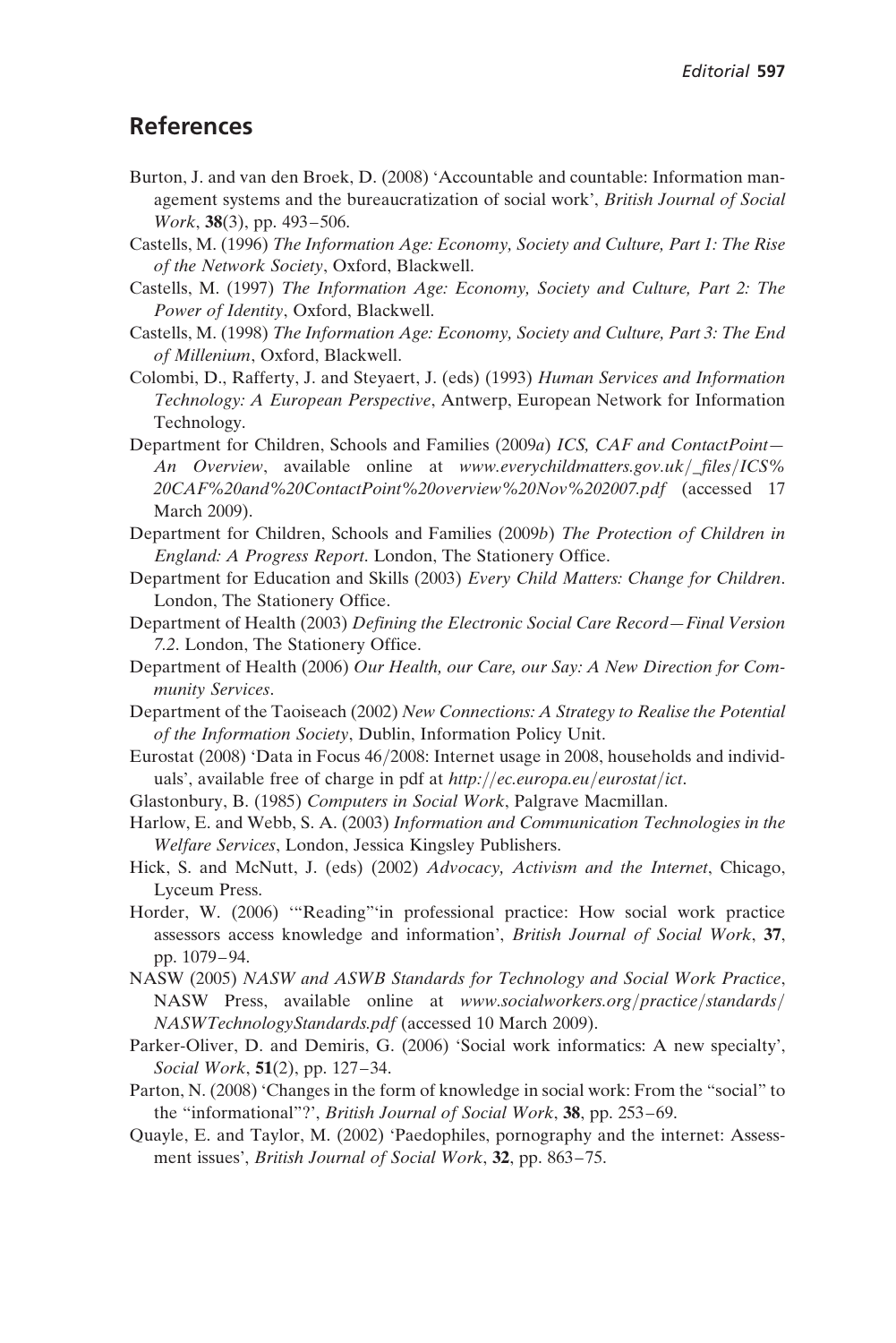## References

Burton, J. and van den Broek, D. (2008) 'Accountable and countable: Information management systems and the bureaucratization of social work', *British Journal of Social Work*, **38**(3), pp. 493–506.

Castells, M. (1996) *The Information Age: Economy, Society and Culture, Part 1: The Rise of the Network Society*, Oxford, Blackwell.

Castells, M. (1997) *The Information Age: Economy, Society and Culture, Part 2: The Power of Identity*, Oxford, Blackwell.

Castells, M. (1998) *The Information Age: Economy, Society and Culture, Part 3: The End of Millenium*, Oxford, Blackwell.

Colombi, D., Rafferty, J. and Steyaert, J. (eds) (1993) *Human Services and Information Technology: A European Perspective*, Antwerp, European Network for Information Technology.

Department for Children, Schools and Families (2009*a*) *ICS, CAF and ContactPoint—An Overview*, available online at *www.everychildmatters.gov.uk/_files/ICS%20CAF%20and%20ContactPoint%20overview%20Nov%202007.pdf* (accessed 17 March 2009).

Department for Children, Schools and Families (2009*b*) *The Protection of Children in England: A Progress Report*. London, The Stationery Office.

Department for Education and Skills (2003) *Every Child Matters: Change for Children*. London, The Stationery Office.

Department of Health (2003) *Defining the Electronic Social Care Record—Final Version 7.2*. London, The Stationery Office.

Department of Health (2006) *Our Health, our Care, our Say: A New Direction for Community Services*.

Department of the Taoiseach (2002) *New Connections: A Strategy to Realise the Potential of the Information Society*, Dublin, Information Policy Unit.

Eurostat (2008) 'Data in Focus 46/2008: Internet usage in 2008, households and individuals', available free of charge in pdf at *http://ec.europa.eu/eurostat/ict*.

Glastonbury, B. (1985) *Computers in Social Work*, Palgrave Macmillan.

Harlow, E. and Webb, S. A. (2003) *Information and Communication Technologies in the Welfare Services*, London, Jessica Kingsley Publishers.

Hick, S. and McNutt, J. (eds) (2002) *Advocacy, Activism and the Internet*, Chicago, Lyceum Press.

Horder, W. (2006) '"Reading"'in professional practice: How social work practice assessors access knowledge and information', *British Journal of Social Work*, **37**, pp. 1079–94.

NASW (2005) *NASW and ASWB Standards for Technology and Social Work Practice*, NASW Press, available online at *www.socialworkers.org/practice/standards/NASWTechnologyStandards.pdf* (accessed 10 March 2009).

Parker-Oliver, D. and Demiris, G. (2006) 'Social work informatics: A new specialty', *Social Work*, **51**(2), pp. 127–34.

Parton, N. (2008) 'Changes in the form of knowledge in social work: From the "social" to the "informational"?', *British Journal of Social Work*, **38**, pp. 253–69.

Quayle, E. and Taylor, M. (2002) 'Paedophiles, pornography and the internet: Assessment issues', *British Journal of Social Work*, **32**, pp. 863–75.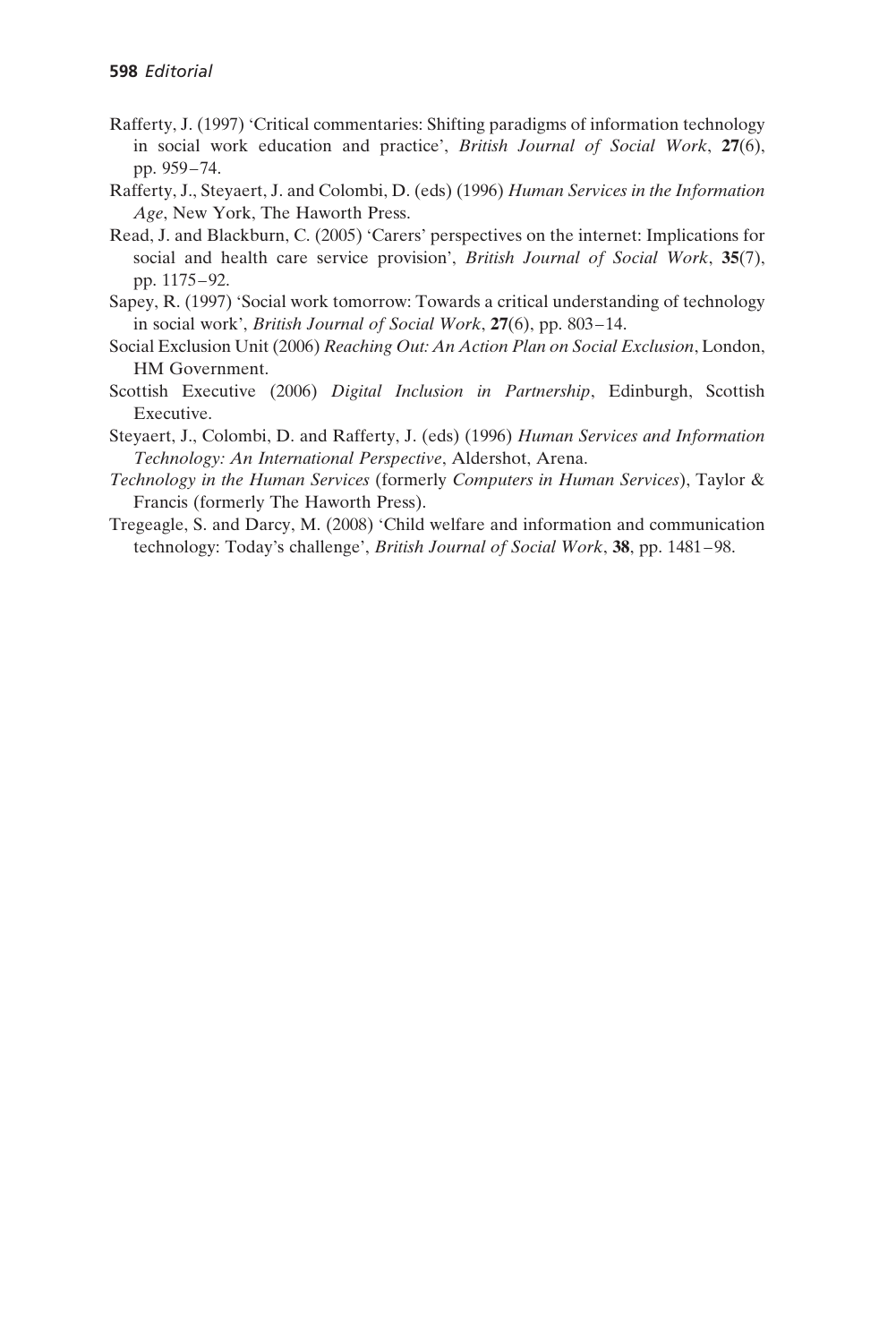Rafferty, J. (1997) 'Critical commentaries: Shifting paradigms of information technology in social work education and practice', *British Journal of Social Work*, **27**(6), pp. 959–74.

Rafferty, J., Steyaert, J. and Colombi, D. (eds) (1996) *Human Services in the Information Age*, New York, The Haworth Press.

Read, J. and Blackburn, C. (2005) 'Carers' perspectives on the internet: Implications for social and health care service provision', *British Journal of Social Work*, **35**(7), pp. 1175–92.

Sapey, R. (1997) 'Social work tomorrow: Towards a critical understanding of technology in social work', *British Journal of Social Work*, **27**(6), pp. 803–14.

Social Exclusion Unit (2006) *Reaching Out: An Action Plan on Social Exclusion*, London, HM Government.

Scottish Executive (2006) *Digital Inclusion in Partnership*, Edinburgh, Scottish Executive.

Steyaert, J., Colombi, D. and Rafferty, J. (eds) (1996) *Human Services and Information Technology: An International Perspective*, Aldershot, Arena.

*Technology in the Human Services* (formerly *Computers in Human Services*), Taylor & Francis (formerly The Haworth Press).

Tregeagle, S. and Darcy, M. (2008) 'Child welfare and information and communication technology: Today's challenge', *British Journal of Social Work*, **38**, pp. 1481–98.